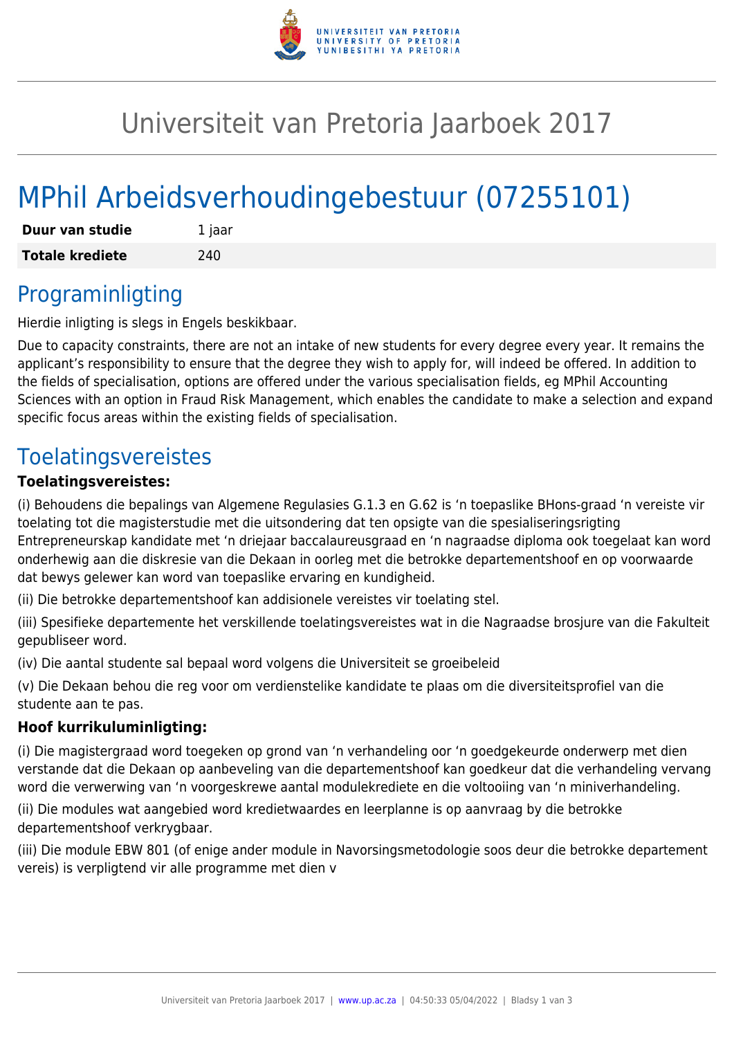# Universiteit van Pretoria Jaarboek 2017

# MPhil Arbeidsverhoudingebestuur (07255101)

| **Duur van studie** | 1 jaar |
|---|---|
| **Totale krediete** | 240 |

## Programinligting

Hierdie inligting is slegs in Engels beskikbaar.

Due to capacity constraints, there are not an intake of new students for every degree every year. It remains the applicant's responsibility to ensure that the degree they wish to apply for, will indeed be offered. In addition to the fields of specialisation, options are offered under the various specialisation fields, eg MPhil Accounting Sciences with an option in Fraud Risk Management, which enables the candidate to make a selection and expand specific focus areas within the existing fields of specialisation.

## Toelatingsvereistes

### Toelatingsvereistes:

(i) Behoudens die bepalings van Algemene Regulasies G.1.3 en G.62 is 'n toepaslike BHons-graad 'n vereiste vir toelating tot die magisterstudie met die uitsondering dat ten opsigte van die spesialiseringsrigting Entrepreneurskap kandidate met 'n driejaar baccalaureusgraad en 'n nagraadse diploma ook toegelaat kan word onderhewig aan die diskresie van die Dekaan in oorleg met die betrokke departementshoof en op voorwaarde dat bewys gelewer kan word van toepaslike ervaring en kundigheid.

(ii) Die betrokke departementshoof kan addisionele vereistes vir toelating stel.

(iii) Spesifieke departemente het verskillende toelatingsvereistes wat in die Nagraadse brosjure van die Fakulteit gepubliseer word.

(iv) Die aantal studente sal bepaal word volgens die Universiteit se groeibeleid

(v) Die Dekaan behou die reg voor om verdienstelike kandidate te plaas om die diversiteitsprofiel van die studente aan te pas.

### Hoof kurrikuluminligting:

(i) Die magistergraad word toegeken op grond van 'n verhandeling oor 'n goedgekeurde onderwerp met dien verstande dat die Dekaan op aanbeveling van die departementshoof kan goedkeur dat die verhandeling vervang word die verwerwing van 'n voorgeskrewe aantal modulekrediete en die voltooiing van 'n miniverhandeling.

(ii) Die modules wat aangebied word kredietwaardes en leerplanne is op aanvraag by die betrokke departementshoof verkrygbaar.

(iii) Die module EBW 801 (of enige ander module in Navorsingsmetodologie soos deur die betrokke departement vereis) is verpligtend vir alle programme met dien v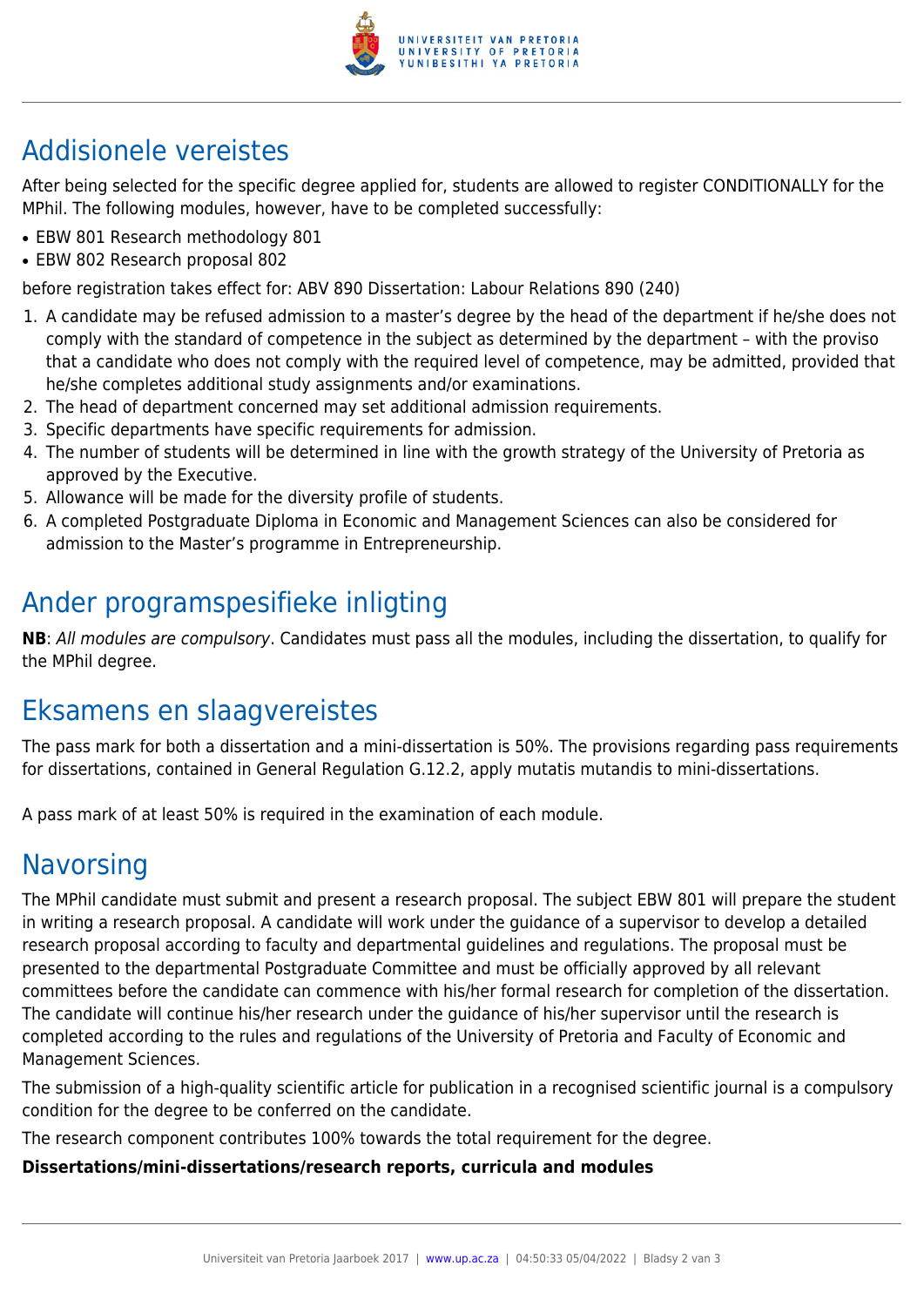## Addisionele vereistes

After being selected for the specific degree applied for, students are allowed to register CONDITIONALLY for the MPhil. The following modules, however, have to be completed successfully:

- EBW 801 Research methodology 801
- EBW 802 Research proposal 802

before registration takes effect for: ABV 890 Dissertation: Labour Relations 890 (240)

1. A candidate may be refused admission to a master's degree by the head of the department if he/she does not comply with the standard of competence in the subject as determined by the department – with the proviso that a candidate who does not comply with the required level of competence, may be admitted, provided that he/she completes additional study assignments and/or examinations.
2. The head of department concerned may set additional admission requirements.
3. Specific departments have specific requirements for admission.
4. The number of students will be determined in line with the growth strategy of the University of Pretoria as approved by the Executive.
5. Allowance will be made for the diversity profile of students.
6. A completed Postgraduate Diploma in Economic and Management Sciences can also be considered for admission to the Master's programme in Entrepreneurship.

## Ander programspesifieke inligting

**NB**: *All modules are compulsory*. Candidates must pass all the modules, including the dissertation, to qualify for the MPhil degree.

## Eksamens en slaagvereistes

The pass mark for both a dissertation and a mini-dissertation is 50%. The provisions regarding pass requirements for dissertations, contained in General Regulation G.12.2, apply mutatis mutandis to mini-dissertations.

A pass mark of at least 50% is required in the examination of each module.

## Navorsing

The MPhil candidate must submit and present a research proposal. The subject EBW 801 will prepare the student in writing a research proposal. A candidate will work under the guidance of a supervisor to develop a detailed research proposal according to faculty and departmental guidelines and regulations. The proposal must be presented to the departmental Postgraduate Committee and must be officially approved by all relevant committees before the candidate can commence with his/her formal research for completion of the dissertation. The candidate will continue his/her research under the guidance of his/her supervisor until the research is completed according to the rules and regulations of the University of Pretoria and Faculty of Economic and Management Sciences.

The submission of a high-quality scientific article for publication in a recognised scientific journal is a compulsory condition for the degree to be conferred on the candidate.

The research component contributes 100% towards the total requirement for the degree.

**Dissertations/mini-dissertations/research reports, curricula and modules**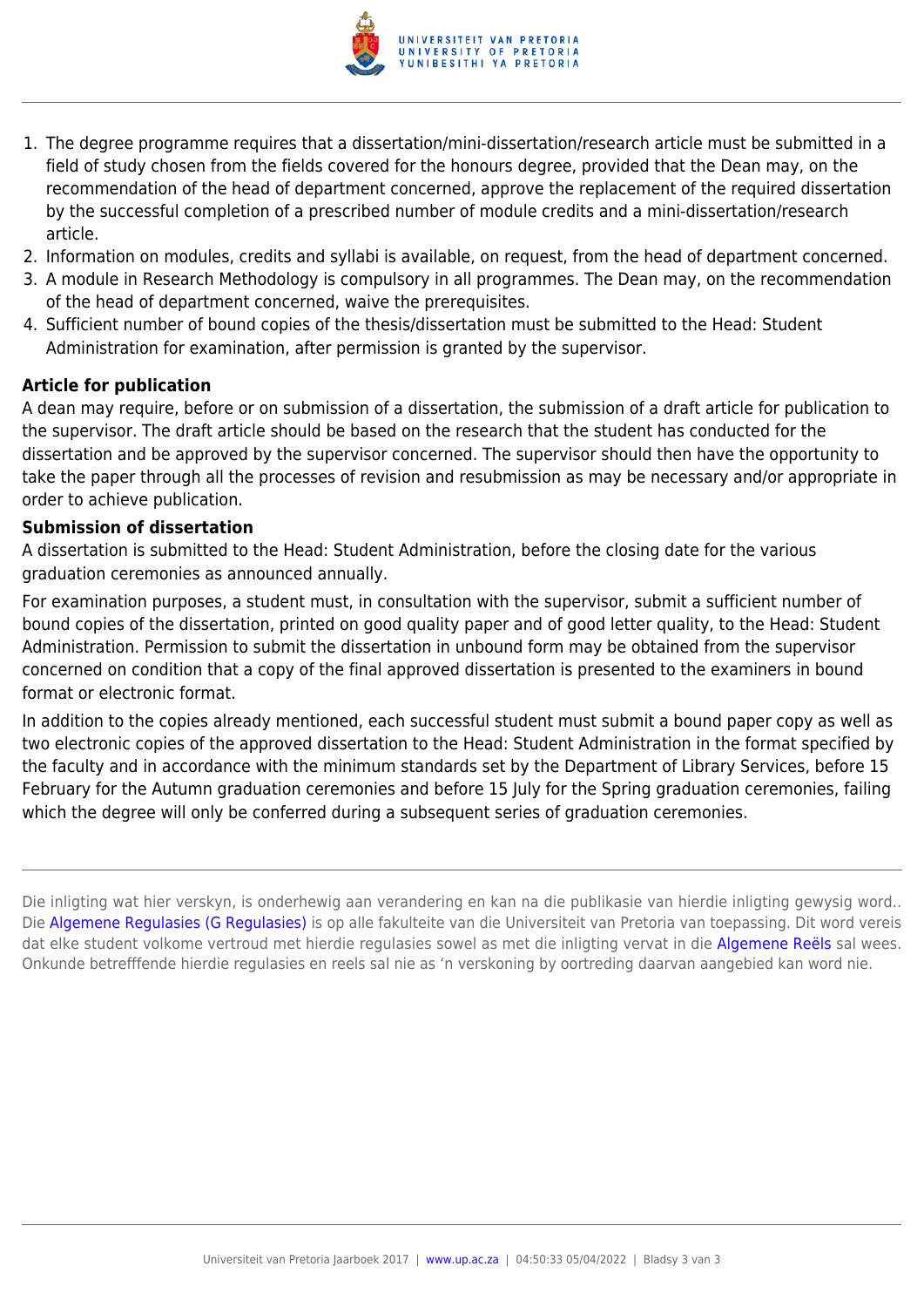1. The degree programme requires that a dissertation/mini-dissertation/research article must be submitted in a field of study chosen from the fields covered for the honours degree, provided that the Dean may, on the recommendation of the head of department concerned, approve the replacement of the required dissertation by the successful completion of a prescribed number of module credits and a mini-dissertation/research article.
2. Information on modules, credits and syllabi is available, on request, from the head of department concerned.
3. A module in Research Methodology is compulsory in all programmes. The Dean may, on the recommendation of the head of department concerned, waive the prerequisites.
4. Sufficient number of bound copies of the thesis/dissertation must be submitted to the Head: Student Administration for examination, after permission is granted by the supervisor.

**Article for publication**

A dean may require, before or on submission of a dissertation, the submission of a draft article for publication to the supervisor. The draft article should be based on the research that the student has conducted for the dissertation and be approved by the supervisor concerned. The supervisor should then have the opportunity to take the paper through all the processes of revision and resubmission as may be necessary and/or appropriate in order to achieve publication.

**Submission of dissertation**

A dissertation is submitted to the Head: Student Administration, before the closing date for the various graduation ceremonies as announced annually.

For examination purposes, a student must, in consultation with the supervisor, submit a sufficient number of bound copies of the dissertation, printed on good quality paper and of good letter quality, to the Head: Student Administration. Permission to submit the dissertation in unbound form may be obtained from the supervisor concerned on condition that a copy of the final approved dissertation is presented to the examiners in bound format or electronic format.

In addition to the copies already mentioned, each successful student must submit a bound paper copy as well as two electronic copies of the approved dissertation to the Head: Student Administration in the format specified by the faculty and in accordance with the minimum standards set by the Department of Library Services, before 15 February for the Autumn graduation ceremonies and before 15 July for the Spring graduation ceremonies, failing which the degree will only be conferred during a subsequent series of graduation ceremonies.

---

Die inligting wat hier verskyn, is onderhewig aan verandering en kan na die publikasie van hierdie inligting gewysig word.. Die Algemene Regulasies (G Regulasies) is op alle fakulteite van die Universiteit van Pretoria van toepassing. Dit word vereis dat elke student volkome vertroud met hierdie regulasies sowel as met die inligting vervat in die Algemene Reëls sal wees. Onkunde betrefffende hierdie regulasies en reels sal nie as 'n verskoning by oortreding daarvan aangebied kan word nie.